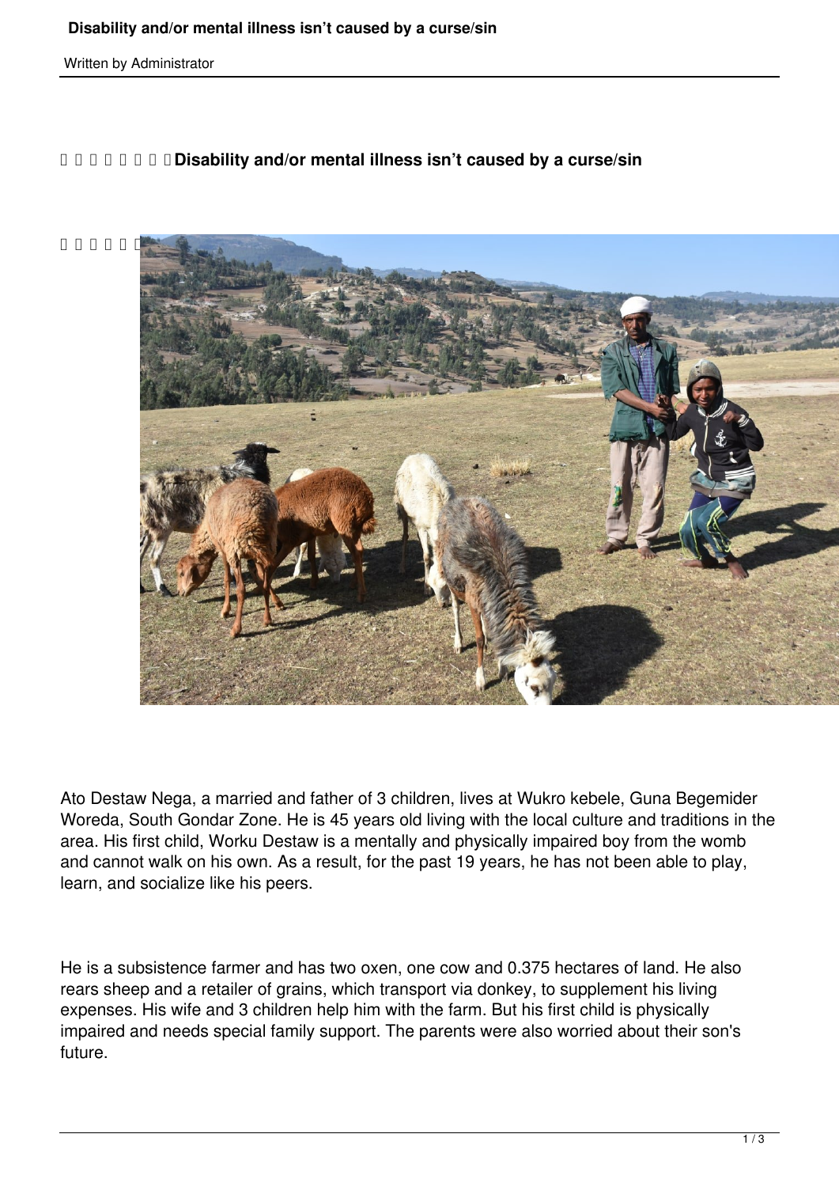# Disability and/or mental illness isn't caused by a curse/sin

Written by Administrator

## Disability and/or mental illness isn't caused by a curse/sin

Ato Destaw Nega, a married and father of 3 children, lives at Wukro kebele, Guna Begemider Woreda, South Gondar Zone. He is 45 years old living with the local culture and traditions in the area. His first child, Worku Destaw is a mentally and physically impaired boy from the womb and cannot walk on his own. As a result, for the past 19 years, he has not been able to play, learn, and socialize like his peers.

He is a subsistence farmer and has two oxen, one cow and 0.375 hectares of land. He also rears sheep and a retailer of grains, which transport via donkey, to supplement his living expenses. His wife and 3 children help him with the farm. But his first child is physically impaired and needs special family support. The parents were also worried about their son's future.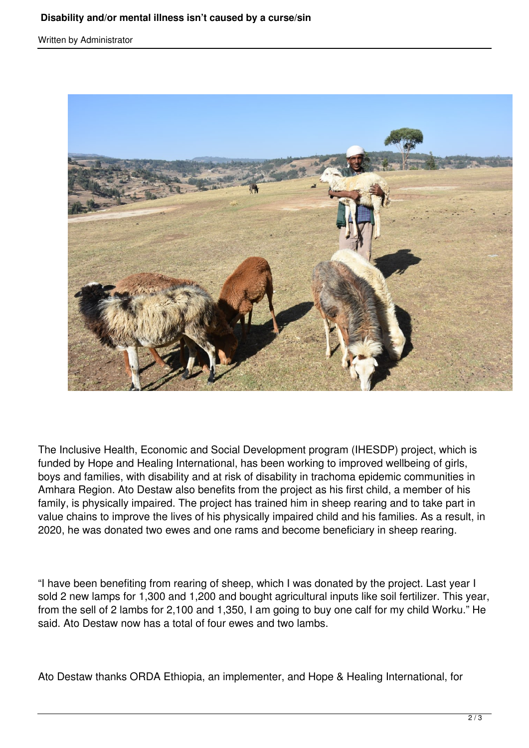The Inclusive Health, Economic and Social Development program (IHESDP) project, which is funded by Hope and Healing International, has been working to improved wellbeing of girls, boys and families, with disability and at risk of disability in trachoma epidemic communities in Amhara Region. Ato Destaw also benefits from the project as his first child, a member of his family, is physically impaired. The project has trained him in sheep rearing and to take part in value chains to improve the lives of his physically impaired child and his families. As a result, in 2020, he was donated two ewes and one rams and become beneficiary in sheep rearing.

“I have been benefiting from rearing of sheep, which I was donated by the project. Last year I sold 2 new lamps for 1,300 and 1,200 and bought agricultural inputs like soil fertilizer. This year, from the sell of 2 lambs for 2,100 and 1,350, I am going to buy one calf for my child Worku.” He said. Ato Destaw now has a total of four ewes and two lambs.

Ato Destaw thanks ORDA Ethiopia, an implementer, and Hope & Healing International, for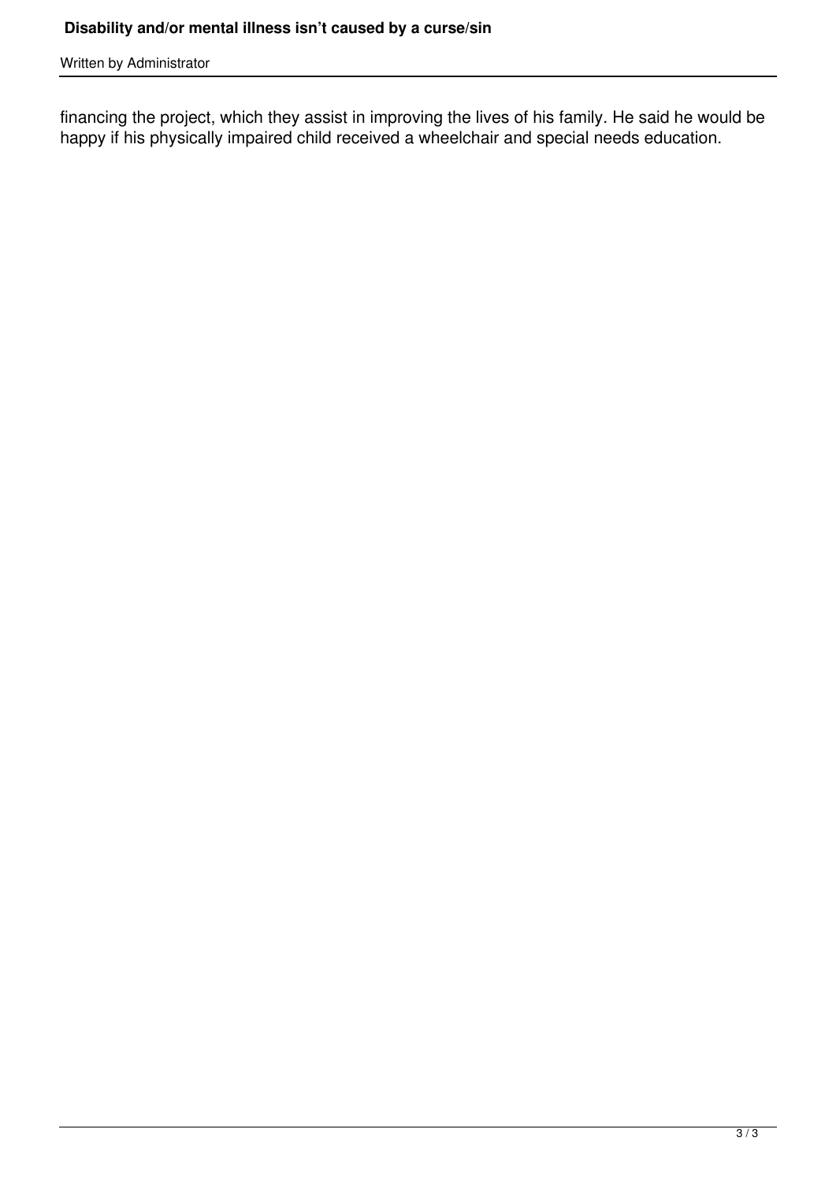financing the project, which they assist in improving the lives of his family. He said he would be happy if his physically impaired child received a wheelchair and special needs education.